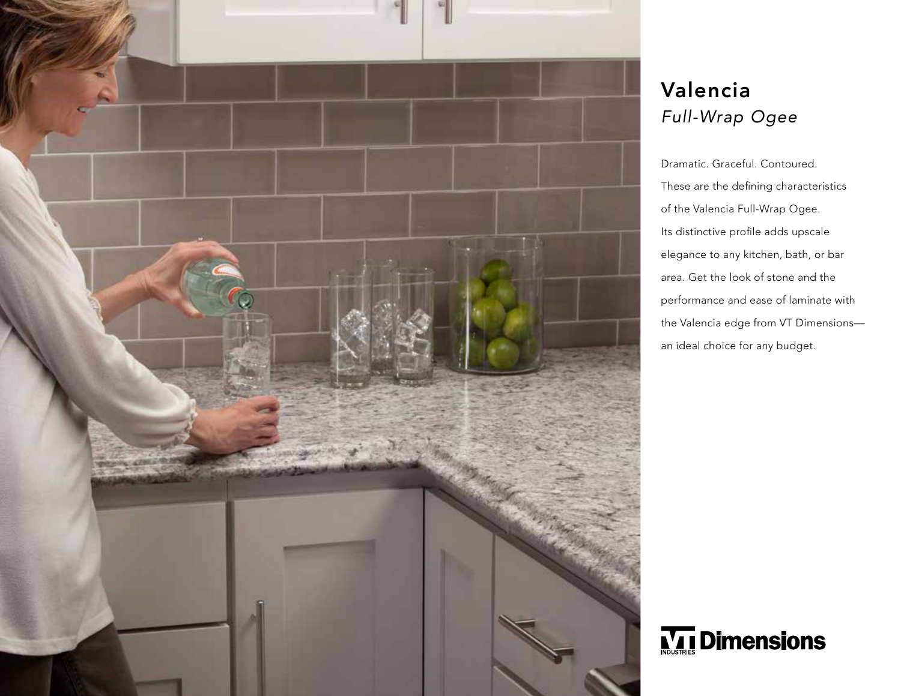# Valencia

*Full-Wrap Ogee*

Dramatic. Graceful. Contoured. These are the defining characteristics of the Valencia Full-Wrap Ogee. Its distinctive profile adds upscale elegance to any kitchen, bath, or bar area. Get the look of stone and the performance and ease of laminate with the Valencia edge from VT Dimensions—an ideal choice for any budget.

VT INDUSTRIES Dimensions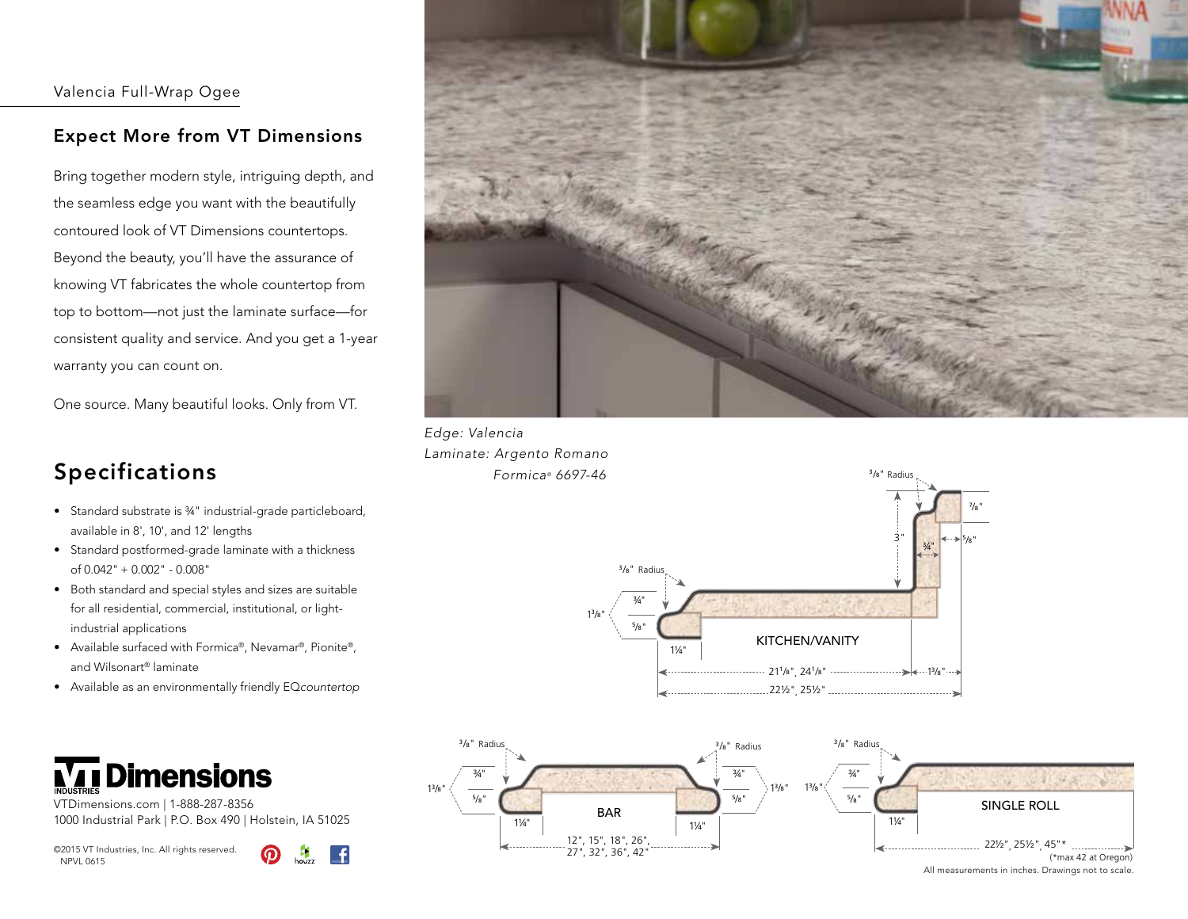Valencia Full-Wrap Ogee

## Expect More from VT Dimensions

Bring together modern style, intriguing depth, and the seamless edge you want with the beautifully contoured look of VT Dimensions countertops. Beyond the beauty, you'll have the assurance of knowing VT fabricates the whole countertop from top to bottom—not just the laminate surface—for consistent quality and service. And you get a 1-year warranty you can count on.

One source. Many beautiful looks. Only from VT.

*Edge: Valencia*
*Laminate: Argento Romano*
*Formica® 6697-46*

## Specifications

- Standard substrate is ¾" industrial-grade particleboard, available in 8', 10', and 12' lengths
- Standard postformed-grade laminate with a thickness of 0.042" + 0.002" - 0.008"
- Both standard and special styles and sizes are suitable for all residential, commercial, institutional, or light-industrial applications
- Available surfaced with Formica®, Nevamar®, Pionite®, and Wilsonart® laminate
- Available as an environmentally friendly EQ*countertop*

KITCHEN/VANITY
3/8" Radius
3/8" Radius
3"
7/8"
¾"
5/8"
1 3/8"
¾"
5/8"
1¼"
21 1/8", 24 1/8"
1 3/8"
22½", 25½"

BAR
3/8" Radius
3/8" Radius
1 3/8"
¾"
5/8"
1¼"
1¼"
¾"
5/8"
1 3/8"
12", 15", 18", 26", 27", 32", 36", 42"

SINGLE ROLL
3/8" Radius
1 3/8"
¾"
5/8"
1¼"
22½", 25½", 45"*
(*max 42 at Oregon)

All measurements in inches. Drawings not to scale.

VT Dimensions
VTDimensions.com | 1-888-287-8356
1000 Industrial Park | P.O. Box 490 | Holstein, IA 51025

©2015 VT Industries, Inc. All rights reserved.
NPVL 0615